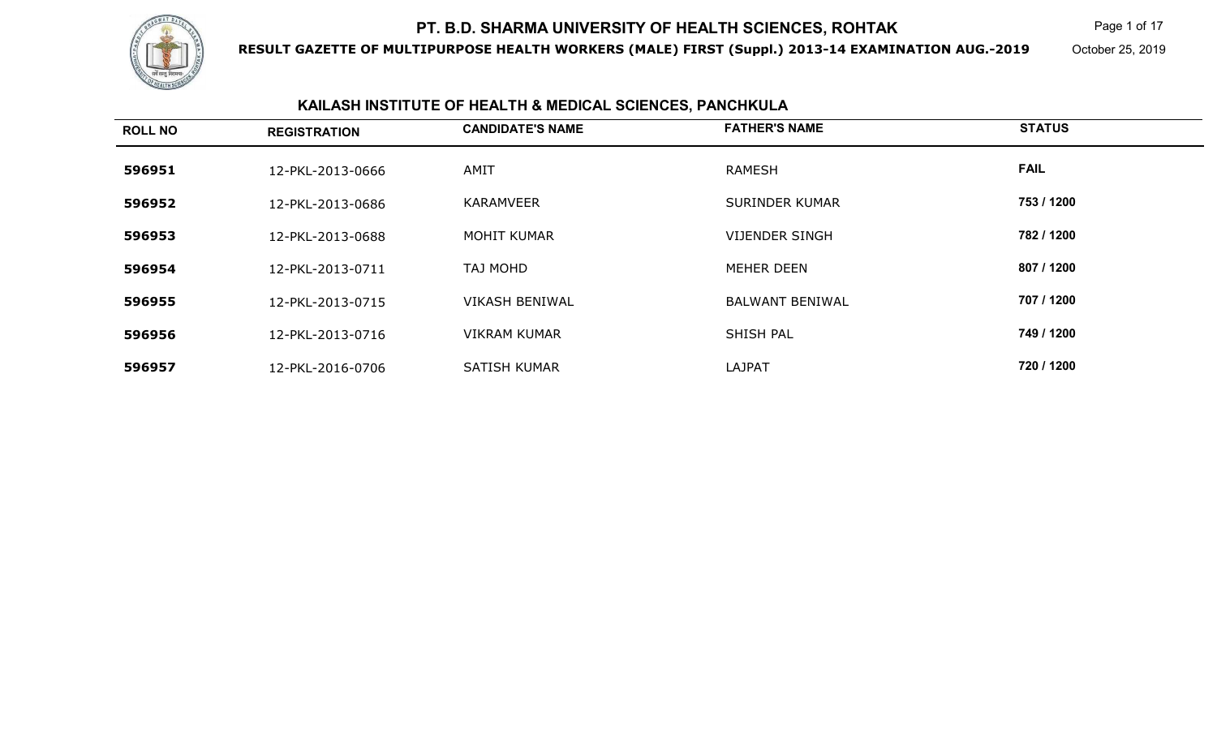# PT. B.D. SHARMA UNIVERSITY OF HEALTH SCIENCES, ROHTAK

**RESULT GAZETTE OF MULTIPURPOSE HEALTH WORKERS (MALE) FIRST (Suppl.) 2013-14 EXAMINATION AUG.-2019**

October 25, 2019

## KAILASH INSTITUTE OF HEALTH & MEDICAL SCIENCES, PANCHKULA

| ROLL NO | REGISTRATION | CANDIDATE'S NAME | FATHER'S NAME | STATUS |
|---|---|---|---|---|
| **596951** | 12-PKL-2013-0666 | AMIT | RAMESH | **FAIL** |
| **596952** | 12-PKL-2013-0686 | KARAMVEER | SURINDER KUMAR | **753 / 1200** |
| **596953** | 12-PKL-2013-0688 | MOHIT KUMAR | VIJENDER SINGH | **782 / 1200** |
| **596954** | 12-PKL-2013-0711 | TAJ MOHD | MEHER DEEN | **807 / 1200** |
| **596955** | 12-PKL-2013-0715 | VIKASH BENIWAL | BALWANT BENIWAL | **707 / 1200** |
| **596956** | 12-PKL-2013-0716 | VIKRAM KUMAR | SHISH PAL | **749 / 1200** |
| **596957** | 12-PKL-2016-0706 | SATISH KUMAR | LAJPAT | **720 / 1200** |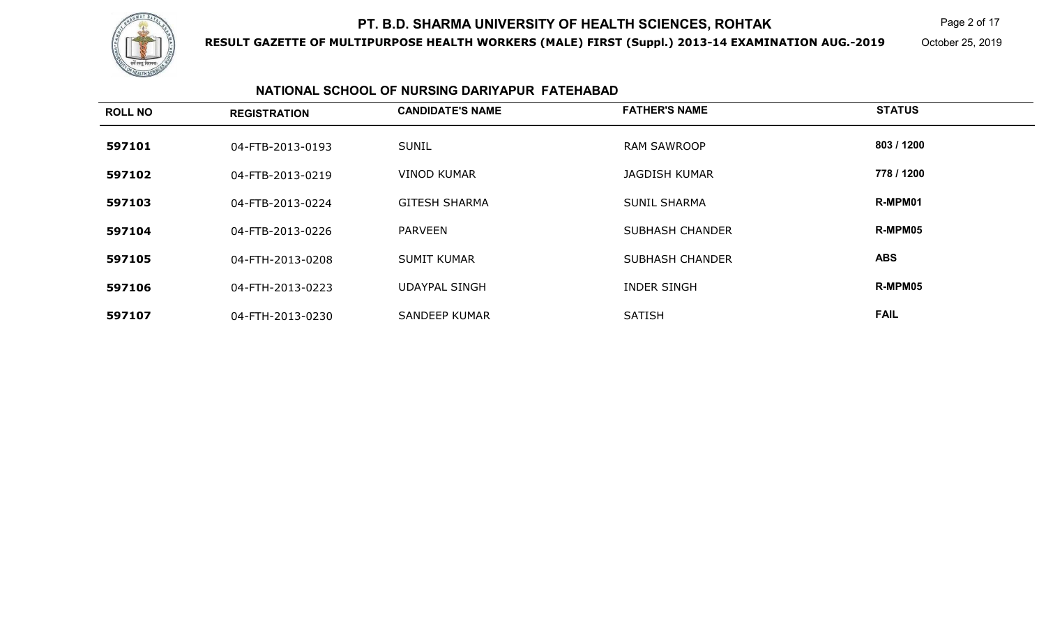# PT. B.D. SHARMA UNIVERSITY OF HEALTH SCIENCES, ROHTAK

**RESULT GAZETTE OF MULTIPURPOSE HEALTH WORKERS (MALE) FIRST (Suppl.) 2013-14 EXAMINATION AUG.-2019**

October 25, 2019

## NATIONAL SCHOOL OF NURSING DARIYAPUR FATEHABAD

| ROLL NO | REGISTRATION | CANDIDATE'S NAME | FATHER'S NAME | STATUS |
|---|---|---|---|---|
| 597101 | 04-FTB-2013-0193 | SUNIL | RAM SAWROOP | 803 / 1200 |
| 597102 | 04-FTB-2013-0219 | VINOD KUMAR | JAGDISH KUMAR | 778 / 1200 |
| 597103 | 04-FTB-2013-0224 | GITESH SHARMA | SUNIL SHARMA | R-MPM01 |
| 597104 | 04-FTB-2013-0226 | PARVEEN | SUBHASH CHANDER | R-MPM05 |
| 597105 | 04-FTH-2013-0208 | SUMIT KUMAR | SUBHASH CHANDER | ABS |
| 597106 | 04-FTH-2013-0223 | UDAYPAL SINGH | INDER SINGH | R-MPM05 |
| 597107 | 04-FTH-2013-0230 | SANDEEP KUMAR | SATISH | FAIL |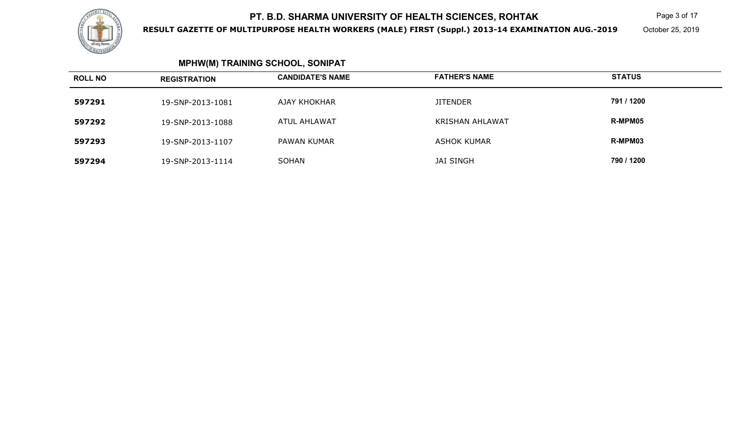## MPHW(M) TRAINING SCHOOL, SONIPAT

| ROLL NO | REGISTRATION | CANDIDATE'S NAME | FATHER'S NAME | STATUS |
|---|---|---|---|---|
| 597291 | 19-SNP-2013-1081 | AJAY KHOKHAR | JITENDER | 791 / 1200 |
| 597292 | 19-SNP-2013-1088 | ATUL AHLAWAT | KRISHAN AHLAWAT | R-MPM05 |
| 597293 | 19-SNP-2013-1107 | PAWAN KUMAR | ASHOK KUMAR | R-MPM03 |
| 597294 | 19-SNP-2013-1114 | SOHAN | JAI SINGH | 790 / 1200 |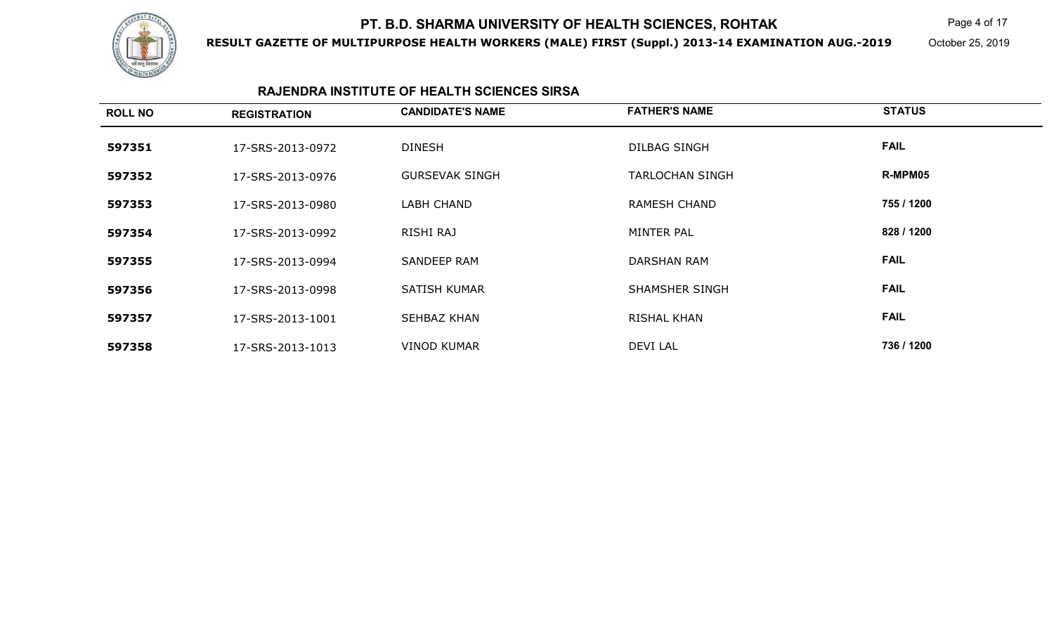## RAJENDRA INSTITUTE OF HEALTH SCIENCES SIRSA

| ROLL NO | REGISTRATION | CANDIDATE'S NAME | FATHER'S NAME | STATUS |
|---|---|---|---|---|
| 597351 | 17-SRS-2013-0972 | DINESH | DILBAG SINGH | FAIL |
| 597352 | 17-SRS-2013-0976 | GURSEVAK SINGH | TARLOCHAN SINGH | R-MPM05 |
| 597353 | 17-SRS-2013-0980 | LABH CHAND | RAMESH CHAND | 755 / 1200 |
| 597354 | 17-SRS-2013-0992 | RISHI RAJ | MINTER PAL | 828 / 1200 |
| 597355 | 17-SRS-2013-0994 | SANDEEP RAM | DARSHAN RAM | FAIL |
| 597356 | 17-SRS-2013-0998 | SATISH KUMAR | SHAMSHER SINGH | FAIL |
| 597357 | 17-SRS-2013-1001 | SEHBAZ KHAN | RISHAL KHAN | FAIL |
| 597358 | 17-SRS-2013-1013 | VINOD KUMAR | DEVI LAL | 736 / 1200 |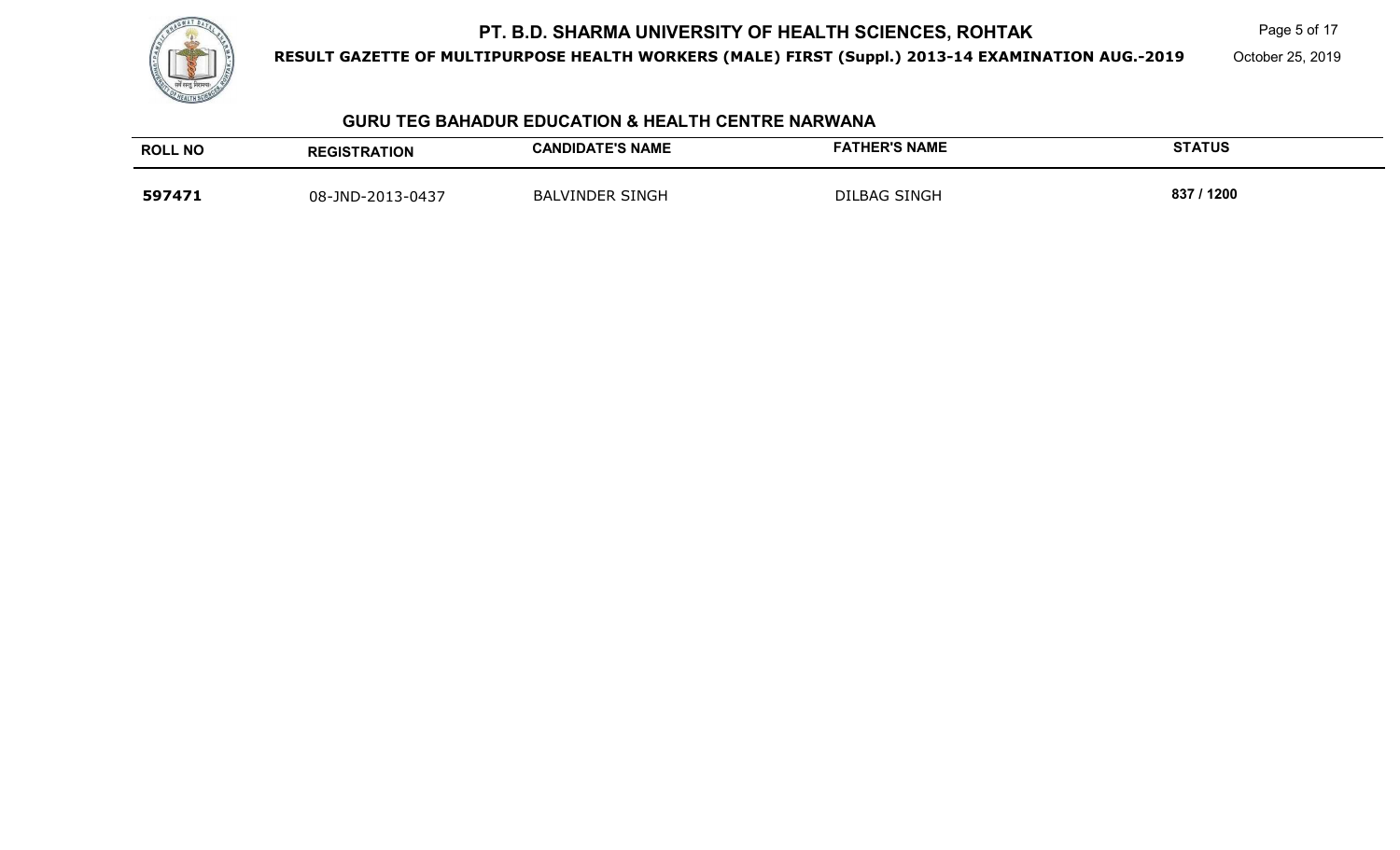## GURU TEG BAHADUR EDUCATION & HEALTH CENTRE NARWANA

| ROLL NO | REGISTRATION | CANDIDATE'S NAME | FATHER'S NAME | STATUS |
|---|---|---|---|---|
| **597471** | 08-JND-2013-0437 | BALVINDER SINGH | DILBAG SINGH | **837 / 1200** |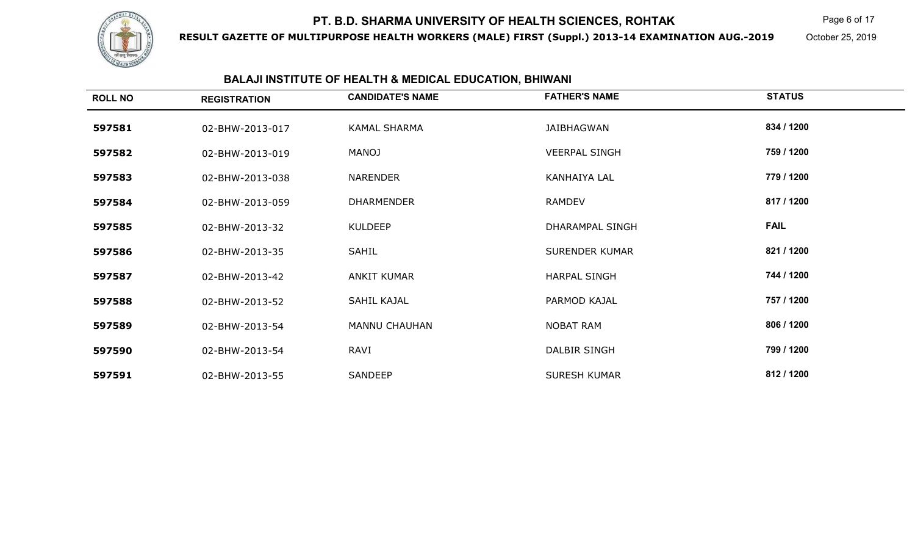# PT. B.D. SHARMA UNIVERSITY OF HEALTH SCIENCES, ROHTAK

**RESULT GAZETTE OF MULTIPURPOSE HEALTH WORKERS (MALE) FIRST (Suppl.) 2013-14 EXAMINATION AUG.-2019**

October 25, 2019

## BALAJI INSTITUTE OF HEALTH & MEDICAL EDUCATION, BHIWANI

| ROLL NO | REGISTRATION | CANDIDATE'S NAME | FATHER'S NAME | STATUS |
|---|---|---|---|---|
| 597581 | 02-BHW-2013-017 | KAMAL SHARMA | JAIBHAGWAN | 834 / 1200 |
| 597582 | 02-BHW-2013-019 | MANOJ | VEERPAL SINGH | 759 / 1200 |
| 597583 | 02-BHW-2013-038 | NARENDER | KANHAIYA LAL | 779 / 1200 |
| 597584 | 02-BHW-2013-059 | DHARMENDER | RAMDEV | 817 / 1200 |
| 597585 | 02-BHW-2013-32 | KULDEEP | DHARAMPAL SINGH | FAIL |
| 597586 | 02-BHW-2013-35 | SAHIL | SURENDER KUMAR | 821 / 1200 |
| 597587 | 02-BHW-2013-42 | ANKIT KUMAR | HARPAL SINGH | 744 / 1200 |
| 597588 | 02-BHW-2013-52 | SAHIL KAJAL | PARMOD KAJAL | 757 / 1200 |
| 597589 | 02-BHW-2013-54 | MANNU CHAUHAN | NOBAT RAM | 806 / 1200 |
| 597590 | 02-BHW-2013-54 | RAVI | DALBIR SINGH | 799 / 1200 |
| 597591 | 02-BHW-2013-55 | SANDEEP | SURESH KUMAR | 812 / 1200 |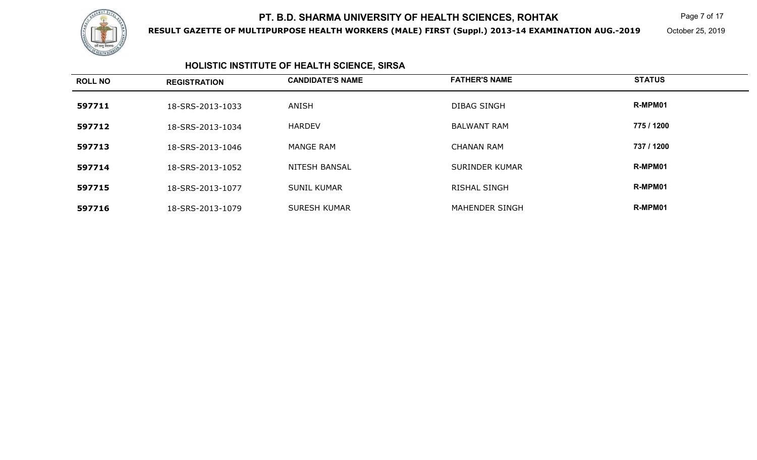# PT. B.D. SHARMA UNIVERSITY OF HEALTH SCIENCES, ROHTAK

**RESULT GAZETTE OF MULTIPURPOSE HEALTH WORKERS (MALE) FIRST (Suppl.) 2013-14 EXAMINATION AUG.-2019**

October 25, 2019

## HOLISTIC INSTITUTE OF HEALTH SCIENCE, SIRSA

| ROLL NO | REGISTRATION | CANDIDATE'S NAME | FATHER'S NAME | STATUS |
|---|---|---|---|---|
| 597711 | 18-SRS-2013-1033 | ANISH | DIBAG SINGH | R-MPM01 |
| 597712 | 18-SRS-2013-1034 | HARDEV | BALWANT RAM | 775 / 1200 |
| 597713 | 18-SRS-2013-1046 | MANGE RAM | CHANAN RAM | 737 / 1200 |
| 597714 | 18-SRS-2013-1052 | NITESH BANSAL | SURINDER KUMAR | R-MPM01 |
| 597715 | 18-SRS-2013-1077 | SUNIL KUMAR | RISHAL SINGH | R-MPM01 |
| 597716 | 18-SRS-2013-1079 | SURESH KUMAR | MAHENDER SINGH | R-MPM01 |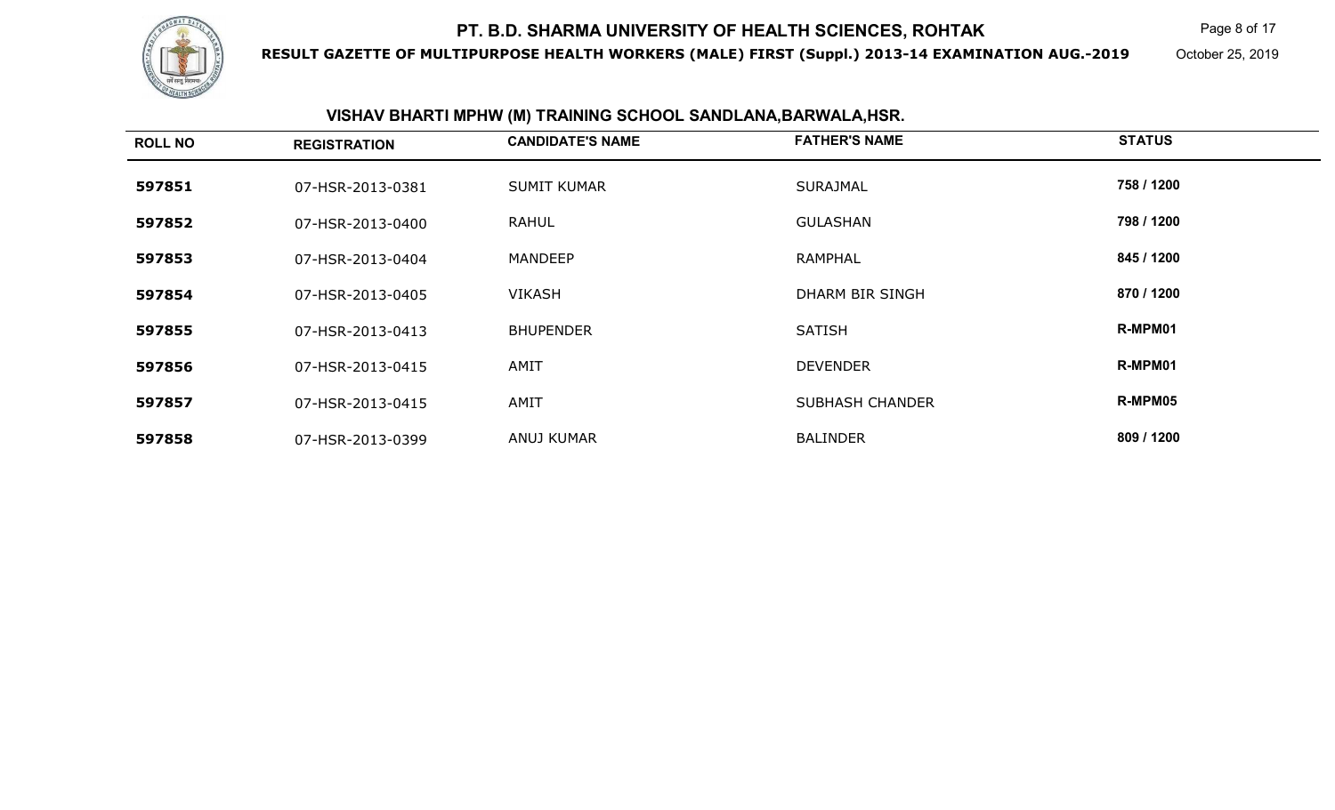# PT. B.D. SHARMA UNIVERSITY OF HEALTH SCIENCES, ROHTAK

**RESULT GAZETTE OF MULTIPURPOSE HEALTH WORKERS (MALE) FIRST (Suppl.) 2013-14 EXAMINATION AUG.-2019**

October 25, 2019

## VISHAV BHARTI MPHW (M) TRAINING SCHOOL SANDLANA,BARWALA,HSR.

| ROLL NO | REGISTRATION | CANDIDATE'S NAME | FATHER'S NAME | STATUS |
|---|---|---|---|---|
| 597851 | 07-HSR-2013-0381 | SUMIT KUMAR | SURAJMAL | 758 / 1200 |
| 597852 | 07-HSR-2013-0400 | RAHUL | GULASHAN | 798 / 1200 |
| 597853 | 07-HSR-2013-0404 | MANDEEP | RAMPHAL | 845 / 1200 |
| 597854 | 07-HSR-2013-0405 | VIKASH | DHARM BIR SINGH | 870 / 1200 |
| 597855 | 07-HSR-2013-0413 | BHUPENDER | SATISH | R-MPM01 |
| 597856 | 07-HSR-2013-0415 | AMIT | DEVENDER | R-MPM01 |
| 597857 | 07-HSR-2013-0415 | AMIT | SUBHASH CHANDER | R-MPM05 |
| 597858 | 07-HSR-2013-0399 | ANUJ KUMAR | BALINDER | 809 / 1200 |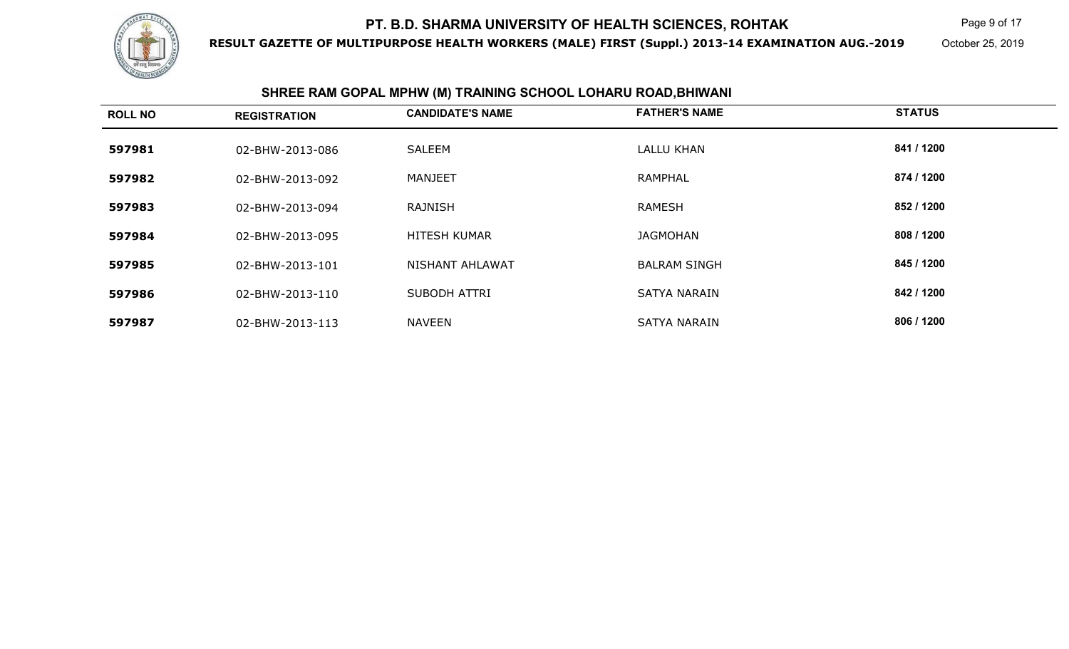# PT. B.D. SHARMA UNIVERSITY OF HEALTH SCIENCES, ROHTAK

**RESULT GAZETTE OF MULTIPURPOSE HEALTH WORKERS (MALE) FIRST (Suppl.) 2013-14 EXAMINATION AUG.-2019**

October 25, 2019

## SHREE RAM GOPAL MPHW (M) TRAINING SCHOOL LOHARU ROAD,BHIWANI

| ROLL NO | REGISTRATION | CANDIDATE'S NAME | FATHER'S NAME | STATUS |
|---|---|---|---|---|
| **597981** | 02-BHW-2013-086 | SALEEM | LALLU KHAN | **841 / 1200** |
| **597982** | 02-BHW-2013-092 | MANJEET | RAMPHAL | **874 / 1200** |
| **597983** | 02-BHW-2013-094 | RAJNISH | RAMESH | **852 / 1200** |
| **597984** | 02-BHW-2013-095 | HITESH KUMAR | JAGMOHAN | **808 / 1200** |
| **597985** | 02-BHW-2013-101 | NISHANT AHLAWAT | BALRAM SINGH | **845 / 1200** |
| **597986** | 02-BHW-2013-110 | SUBODH ATTRI | SATYA NARAIN | **842 / 1200** |
| **597987** | 02-BHW-2013-113 | NAVEEN | SATYA NARAIN | **806 / 1200** |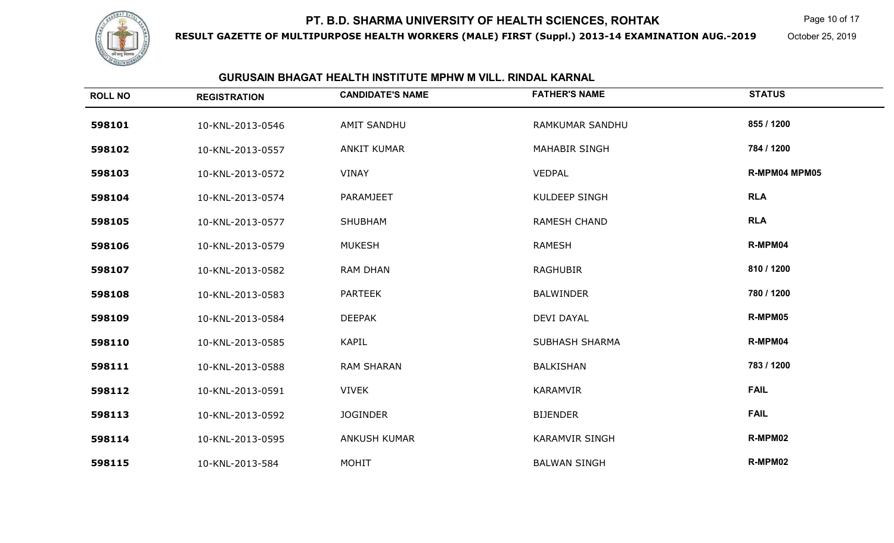# PT. B.D. SHARMA UNIVERSITY OF HEALTH SCIENCES, ROHTAK

**RESULT GAZETTE OF MULTIPURPOSE HEALTH WORKERS (MALE) FIRST (Suppl.) 2013-14 EXAMINATION AUG.-2019**

October 25, 2019

## GURUSAIN BHAGAT HEALTH INSTITUTE MPHW M VILL. RINDAL KARNAL

| ROLL NO | REGISTRATION | CANDIDATE'S NAME | FATHER'S NAME | STATUS |
|---|---|---|---|---|
| 598101 | 10-KNL-2013-0546 | AMIT SANDHU | RAMKUMAR SANDHU | 855 / 1200 |
| 598102 | 10-KNL-2013-0557 | ANKIT KUMAR | MAHABIR SINGH | 784 / 1200 |
| 598103 | 10-KNL-2013-0572 | VINAY | VEDPAL | R-MPM04 MPM05 |
| 598104 | 10-KNL-2013-0574 | PARAMJEET | KULDEEP SINGH | RLA |
| 598105 | 10-KNL-2013-0577 | SHUBHAM | RAMESH CHAND | RLA |
| 598106 | 10-KNL-2013-0579 | MUKESH | RAMESH | R-MPM04 |
| 598107 | 10-KNL-2013-0582 | RAM DHAN | RAGHUBIR | 810 / 1200 |
| 598108 | 10-KNL-2013-0583 | PARTEEK | BALWINDER | 780 / 1200 |
| 598109 | 10-KNL-2013-0584 | DEEPAK | DEVI DAYAL | R-MPM05 |
| 598110 | 10-KNL-2013-0585 | KAPIL | SUBHASH SHARMA | R-MPM04 |
| 598111 | 10-KNL-2013-0588 | RAM SHARAN | BALKISHAN | 783 / 1200 |
| 598112 | 10-KNL-2013-0591 | VIVEK | KARAMVIR | FAIL |
| 598113 | 10-KNL-2013-0592 | JOGINDER | BIJENDER | FAIL |
| 598114 | 10-KNL-2013-0595 | ANKUSH KUMAR | KARAMVIR SINGH | R-MPM02 |
| 598115 | 10-KNL-2013-584 | MOHIT | BALWAN SINGH | R-MPM02 |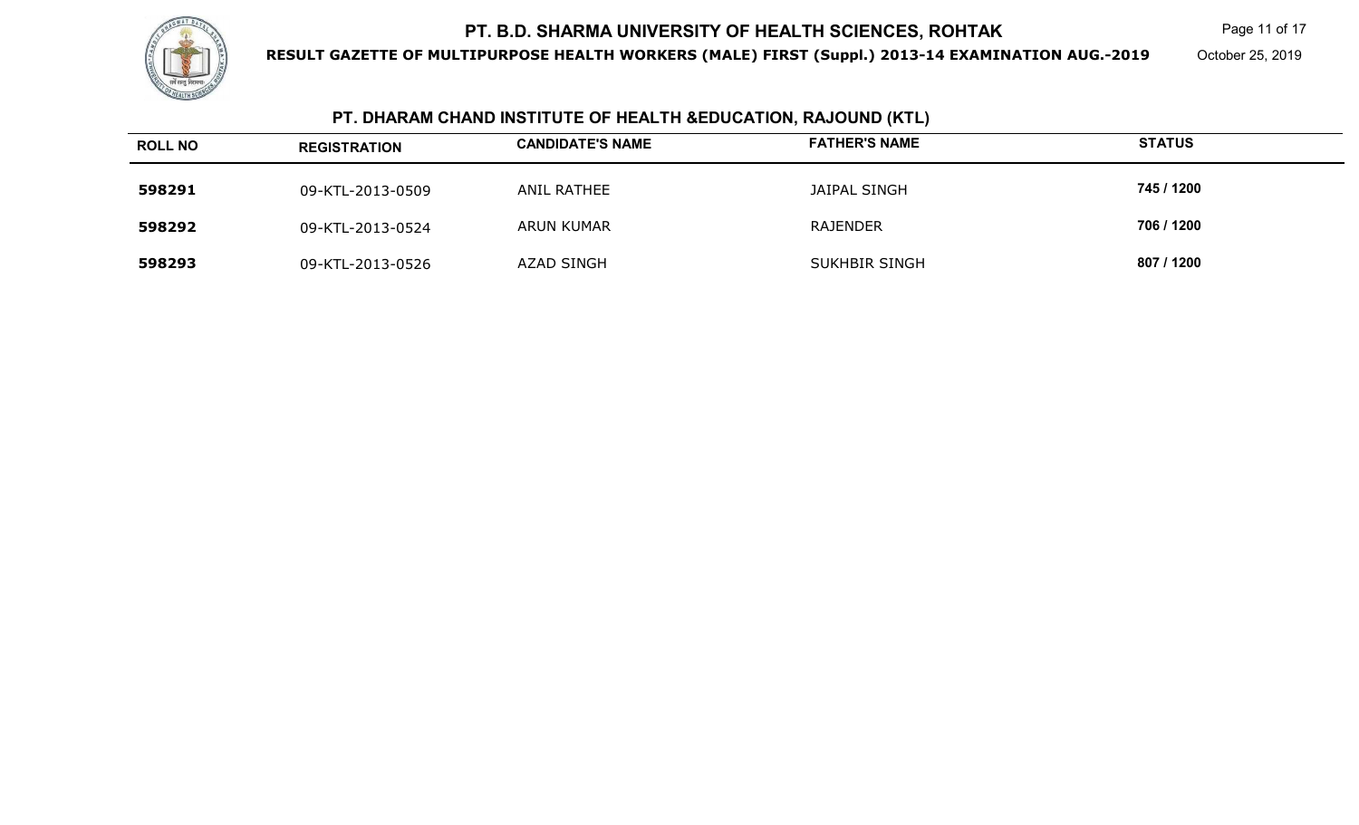# PT. B.D. SHARMA UNIVERSITY OF HEALTH SCIENCES, ROHTAK

**RESULT GAZETTE OF MULTIPURPOSE HEALTH WORKERS (MALE) FIRST (Suppl.) 2013-14 EXAMINATION AUG.-2019**

October 25, 2019

## PT. DHARAM CHAND INSTITUTE OF HEALTH &EDUCATION, RAJOUND (KTL)

| ROLL NO | REGISTRATION | CANDIDATE'S NAME | FATHER'S NAME | STATUS |
|---|---|---|---|---|
| **598291** | 09-KTL-2013-0509 | ANIL RATHEE | JAIPAL SINGH | **745 / 1200** |
| **598292** | 09-KTL-2013-0524 | ARUN KUMAR | RAJENDER | **706 / 1200** |
| **598293** | 09-KTL-2013-0526 | AZAD SINGH | SUKHBIR SINGH | **807 / 1200** |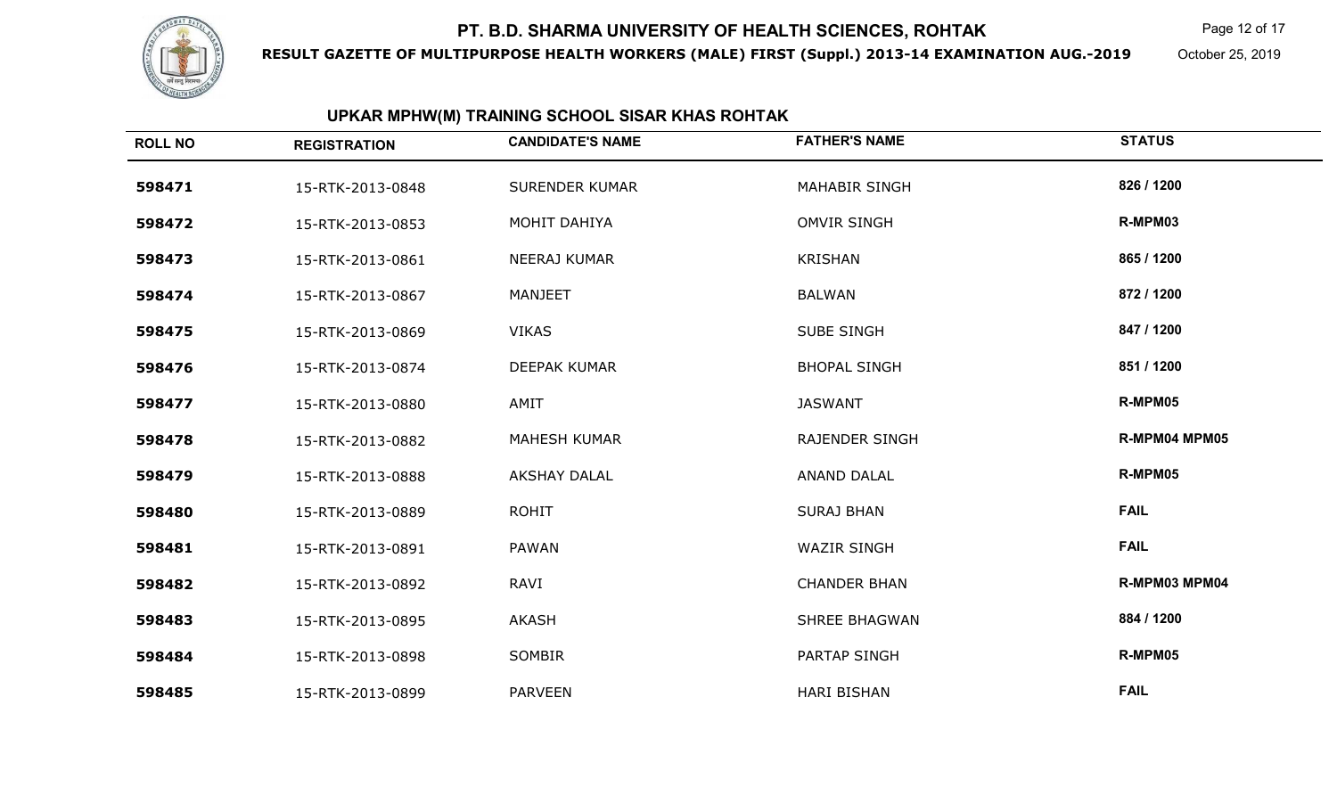# PT. B.D. SHARMA UNIVERSITY OF HEALTH SCIENCES, ROHTAK

**RESULT GAZETTE OF MULTIPURPOSE HEALTH WORKERS (MALE) FIRST (Suppl.) 2013-14 EXAMINATION AUG.-2019**

October 25, 2019

## UPKAR MPHW(M) TRAINING SCHOOL SISAR KHAS ROHTAK

| ROLL NO | REGISTRATION | CANDIDATE'S NAME | FATHER'S NAME | STATUS |
|---|---|---|---|---|
| 598471 | 15-RTK-2013-0848 | SURENDER KUMAR | MAHABIR SINGH | 826 / 1200 |
| 598472 | 15-RTK-2013-0853 | MOHIT DAHIYA | OMVIR SINGH | R-MPM03 |
| 598473 | 15-RTK-2013-0861 | NEERAJ KUMAR | KRISHAN | 865 / 1200 |
| 598474 | 15-RTK-2013-0867 | MANJEET | BALWAN | 872 / 1200 |
| 598475 | 15-RTK-2013-0869 | VIKAS | SUBE SINGH | 847 / 1200 |
| 598476 | 15-RTK-2013-0874 | DEEPAK KUMAR | BHOPAL SINGH | 851 / 1200 |
| 598477 | 15-RTK-2013-0880 | AMIT | JASWANT | R-MPM05 |
| 598478 | 15-RTK-2013-0882 | MAHESH KUMAR | RAJENDER SINGH | R-MPM04 MPM05 |
| 598479 | 15-RTK-2013-0888 | AKSHAY DALAL | ANAND DALAL | R-MPM05 |
| 598480 | 15-RTK-2013-0889 | ROHIT | SURAJ BHAN | FAIL |
| 598481 | 15-RTK-2013-0891 | PAWAN | WAZIR SINGH | FAIL |
| 598482 | 15-RTK-2013-0892 | RAVI | CHANDER BHAN | R-MPM03 MPM04 |
| 598483 | 15-RTK-2013-0895 | AKASH | SHREE BHAGWAN | 884 / 1200 |
| 598484 | 15-RTK-2013-0898 | SOMBIR | PARTAP SINGH | R-MPM05 |
| 598485 | 15-RTK-2013-0899 | PARVEEN | HARI BISHAN | FAIL |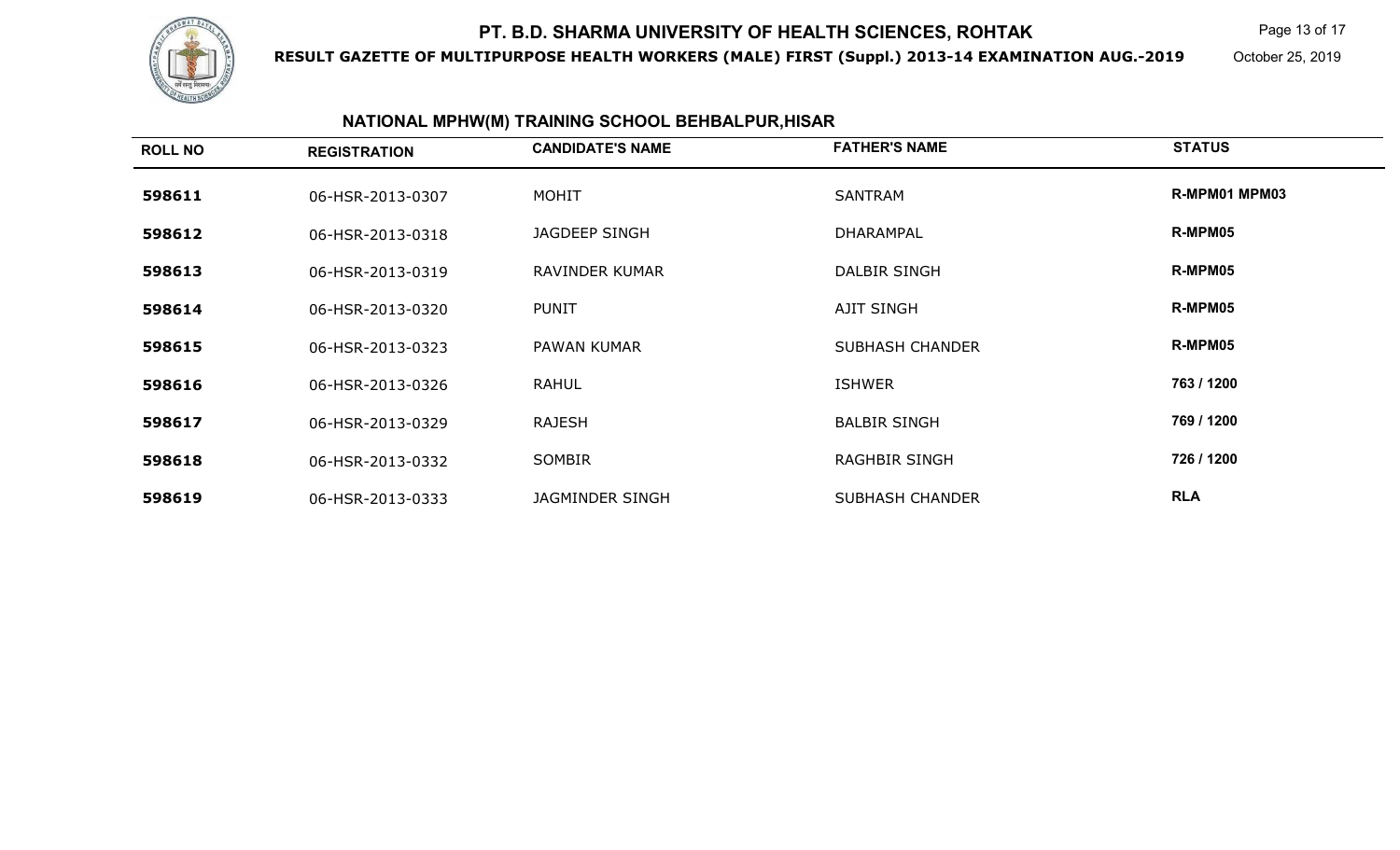# PT. B.D. SHARMA UNIVERSITY OF HEALTH SCIENCES, ROHTAK

**RESULT GAZETTE OF MULTIPURPOSE HEALTH WORKERS (MALE) FIRST (Suppl.) 2013-14 EXAMINATION AUG.-2019**

October 25, 2019

## NATIONAL MPHW(M) TRAINING SCHOOL BEHBALPUR,HISAR

| ROLL NO | REGISTRATION | CANDIDATE'S NAME | FATHER'S NAME | STATUS |
|---|---|---|---|---|
| 598611 | 06-HSR-2013-0307 | MOHIT | SANTRAM | R-MPM01 MPM03 |
| 598612 | 06-HSR-2013-0318 | JAGDEEP SINGH | DHARAMPAL | R-MPM05 |
| 598613 | 06-HSR-2013-0319 | RAVINDER KUMAR | DALBIR SINGH | R-MPM05 |
| 598614 | 06-HSR-2013-0320 | PUNIT | AJIT SINGH | R-MPM05 |
| 598615 | 06-HSR-2013-0323 | PAWAN KUMAR | SUBHASH CHANDER | R-MPM05 |
| 598616 | 06-HSR-2013-0326 | RAHUL | ISHWER | 763 / 1200 |
| 598617 | 06-HSR-2013-0329 | RAJESH | BALBIR SINGH | 769 / 1200 |
| 598618 | 06-HSR-2013-0332 | SOMBIR | RAGHBIR SINGH | 726 / 1200 |
| 598619 | 06-HSR-2013-0333 | JAGMINDER SINGH | SUBHASH CHANDER | RLA |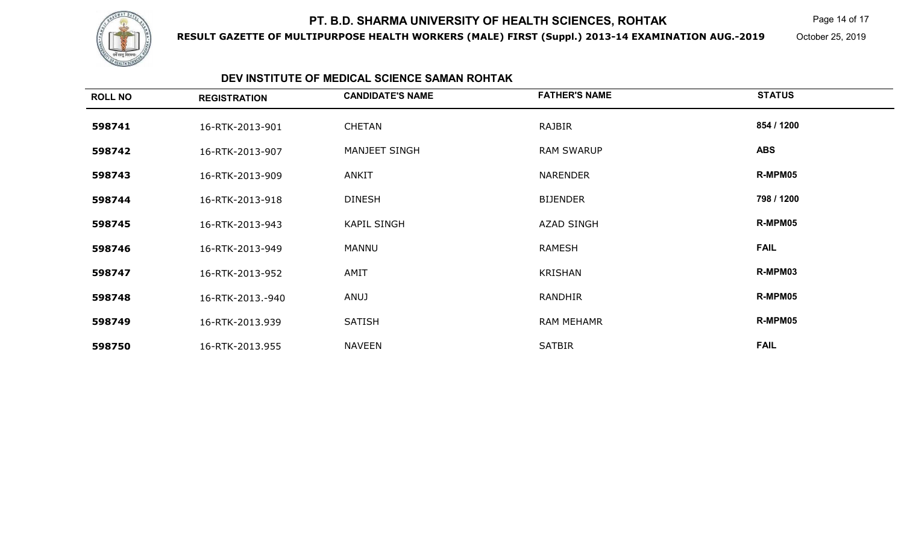# PT. B.D. SHARMA UNIVERSITY OF HEALTH SCIENCES, ROHTAK

**RESULT GAZETTE OF MULTIPURPOSE HEALTH WORKERS (MALE) FIRST (Suppl.) 2013-14 EXAMINATION AUG.-2019**

October 25, 2019

## DEV INSTITUTE OF MEDICAL SCIENCE SAMAN ROHTAK

| ROLL NO | REGISTRATION | CANDIDATE'S NAME | FATHER'S NAME | STATUS |
|---|---|---|---|---|
| **598741** | 16-RTK-2013-901 | CHETAN | RAJBIR | **854 / 1200** |
| **598742** | 16-RTK-2013-907 | MANJEET SINGH | RAM SWARUP | **ABS** |
| **598743** | 16-RTK-2013-909 | ANKIT | NARENDER | **R-MPM05** |
| **598744** | 16-RTK-2013-918 | DINESH | BIJENDER | **798 / 1200** |
| **598745** | 16-RTK-2013-943 | KAPIL SINGH | AZAD SINGH | **R-MPM05** |
| **598746** | 16-RTK-2013-949 | MANNU | RAMESH | **FAIL** |
| **598747** | 16-RTK-2013-952 | AMIT | KRISHAN | **R-MPM03** |
| **598748** | 16-RTK-2013.-940 | ANUJ | RANDHIR | **R-MPM05** |
| **598749** | 16-RTK-2013.939 | SATISH | RAM MEHAMR | **R-MPM05** |
| **598750** | 16-RTK-2013.955 | NAVEEN | SATBIR | **FAIL** |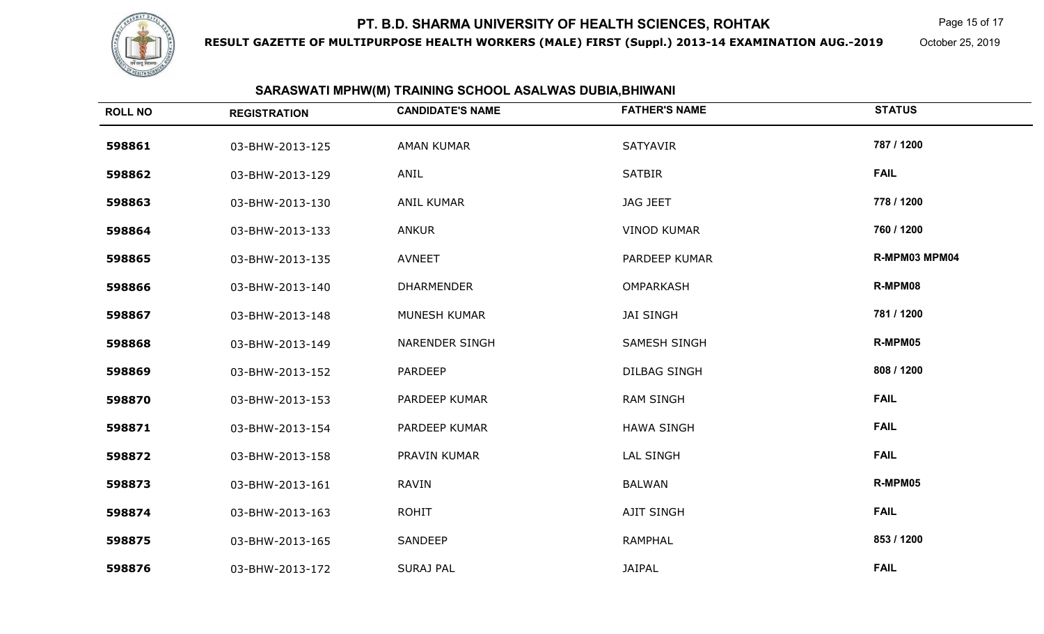# PT. B.D. SHARMA UNIVERSITY OF HEALTH SCIENCES, ROHTAK

**RESULT GAZETTE OF MULTIPURPOSE HEALTH WORKERS (MALE) FIRST (Suppl.) 2013-14 EXAMINATION AUG.-2019**

October 25, 2019

## SARASWATI MPHW(M) TRAINING SCHOOL ASALWAS DUBIA,BHIWANI

| ROLL NO | REGISTRATION | CANDIDATE'S NAME | FATHER'S NAME | STATUS |
|---|---|---|---|---|
| 598861 | 03-BHW-2013-125 | AMAN KUMAR | SATYAVIR | 787 / 1200 |
| 598862 | 03-BHW-2013-129 | ANIL | SATBIR | FAIL |
| 598863 | 03-BHW-2013-130 | ANIL KUMAR | JAG JEET | 778 / 1200 |
| 598864 | 03-BHW-2013-133 | ANKUR | VINOD KUMAR | 760 / 1200 |
| 598865 | 03-BHW-2013-135 | AVNEET | PARDEEP KUMAR | R-MPM03 MPM04 |
| 598866 | 03-BHW-2013-140 | DHARMENDER | OMPARKASH | R-MPM08 |
| 598867 | 03-BHW-2013-148 | MUNESH KUMAR | JAI SINGH | 781 / 1200 |
| 598868 | 03-BHW-2013-149 | NARENDER SINGH | SAMESH SINGH | R-MPM05 |
| 598869 | 03-BHW-2013-152 | PARDEEP | DILBAG SINGH | 808 / 1200 |
| 598870 | 03-BHW-2013-153 | PARDEEP KUMAR | RAM SINGH | FAIL |
| 598871 | 03-BHW-2013-154 | PARDEEP KUMAR | HAWA SINGH | FAIL |
| 598872 | 03-BHW-2013-158 | PRAVIN KUMAR | LAL SINGH | FAIL |
| 598873 | 03-BHW-2013-161 | RAVIN | BALWAN | R-MPM05 |
| 598874 | 03-BHW-2013-163 | ROHIT | AJIT SINGH | FAIL |
| 598875 | 03-BHW-2013-165 | SANDEEP | RAMPHAL | 853 / 1200 |
| 598876 | 03-BHW-2013-172 | SURAJ PAL | JAIPAL | FAIL |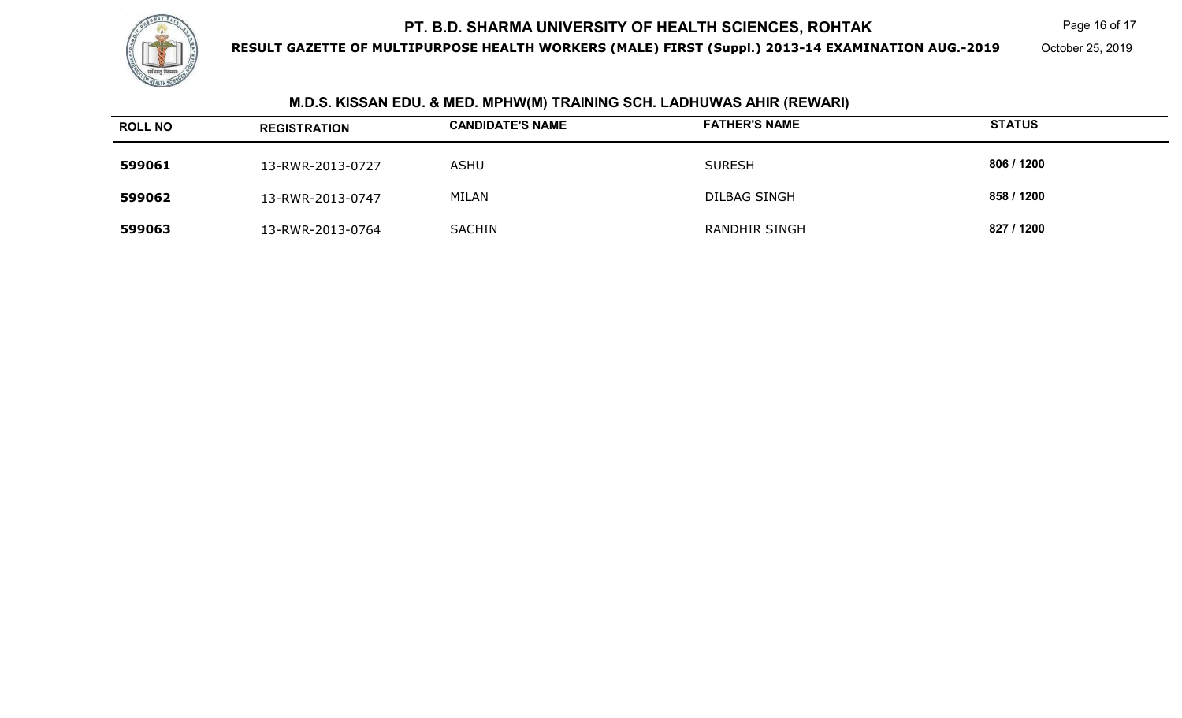## M.D.S. KISSAN EDU. & MED. MPHW(M) TRAINING SCH. LADHUWAS AHIR (REWARI)

| ROLL NO | REGISTRATION | CANDIDATE'S NAME | FATHER'S NAME | STATUS |
|---|---|---|---|---|
| 599061 | 13-RWR-2013-0727 | ASHU | SURESH | 806 / 1200 |
| 599062 | 13-RWR-2013-0747 | MILAN | DILBAG SINGH | 858 / 1200 |
| 599063 | 13-RWR-2013-0764 | SACHIN | RANDHIR SINGH | 827 / 1200 |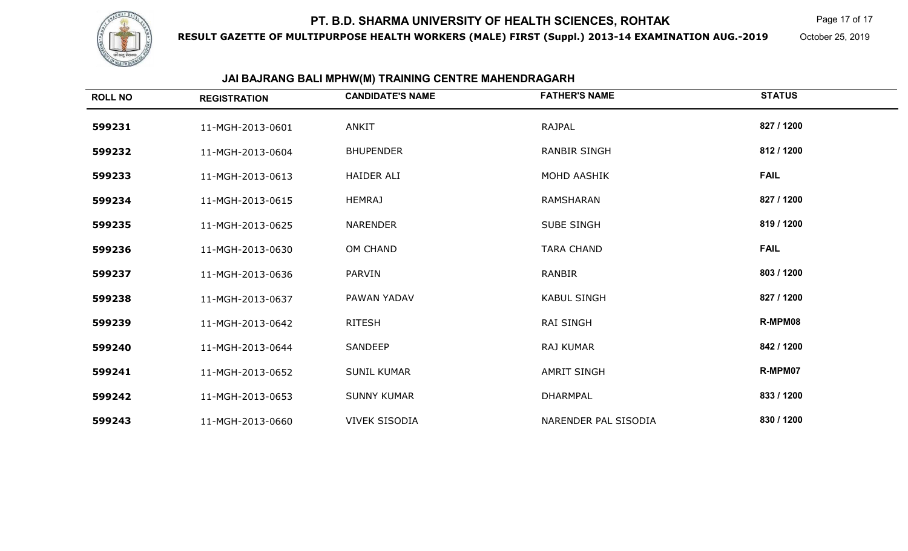# PT. B.D. SHARMA UNIVERSITY OF HEALTH SCIENCES, ROHTAK

**RESULT GAZETTE OF MULTIPURPOSE HEALTH WORKERS (MALE) FIRST (Suppl.) 2013-14 EXAMINATION AUG.-2019**

October 25, 2019

## JAI BAJRANG BALI MPHW(M) TRAINING CENTRE MAHENDRAGARH

| ROLL NO | REGISTRATION | CANDIDATE'S NAME | FATHER'S NAME | STATUS |
|---|---|---|---|---|
| 599231 | 11-MGH-2013-0601 | ANKIT | RAJPAL | 827 / 1200 |
| 599232 | 11-MGH-2013-0604 | BHUPENDER | RANBIR SINGH | 812 / 1200 |
| 599233 | 11-MGH-2013-0613 | HAIDER ALI | MOHD AASHIK | FAIL |
| 599234 | 11-MGH-2013-0615 | HEMRAJ | RAMSHARAN | 827 / 1200 |
| 599235 | 11-MGH-2013-0625 | NARENDER | SUBE SINGH | 819 / 1200 |
| 599236 | 11-MGH-2013-0630 | OM CHAND | TARA CHAND | FAIL |
| 599237 | 11-MGH-2013-0636 | PARVIN | RANBIR | 803 / 1200 |
| 599238 | 11-MGH-2013-0637 | PAWAN YADAV | KABUL SINGH | 827 / 1200 |
| 599239 | 11-MGH-2013-0642 | RITESH | RAI SINGH | R-MPM08 |
| 599240 | 11-MGH-2013-0644 | SANDEEP | RAJ KUMAR | 842 / 1200 |
| 599241 | 11-MGH-2013-0652 | SUNIL KUMAR | AMRIT SINGH | R-MPM07 |
| 599242 | 11-MGH-2013-0653 | SUNNY KUMAR | DHARMPAL | 833 / 1200 |
| 599243 | 11-MGH-2013-0660 | VIVEK SISODIA | NARENDER PAL SISODIA | 830 / 1200 |